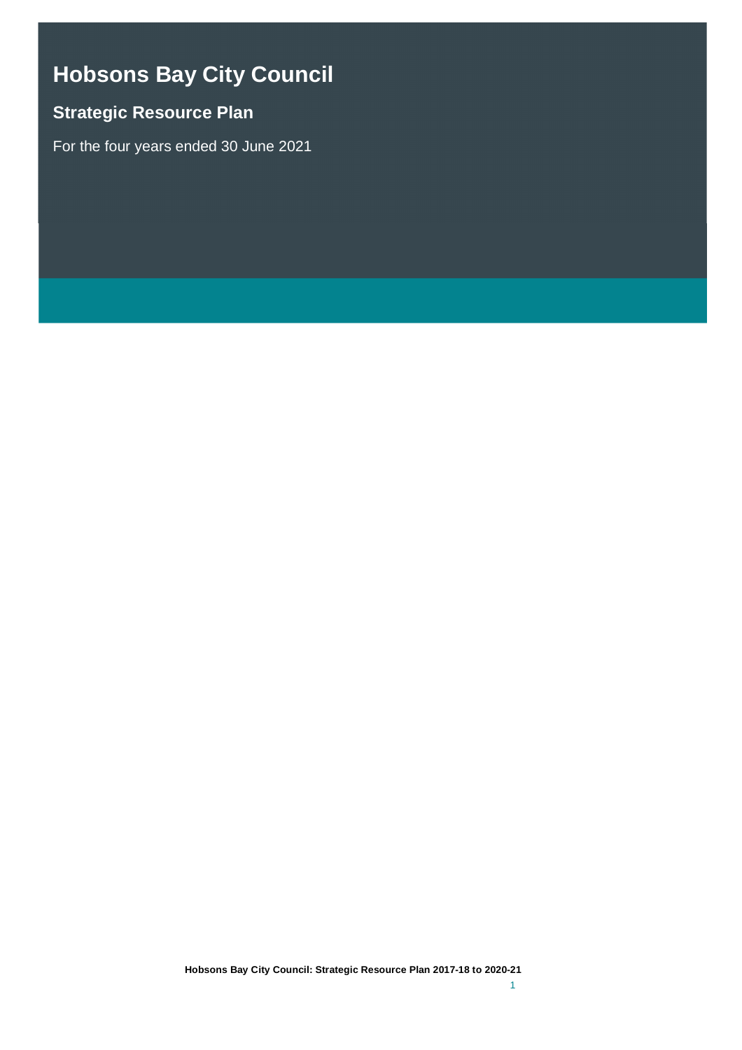# Hobsons Bay City Council

## Strategic Resource Plan

For the four years ended 30 June 2021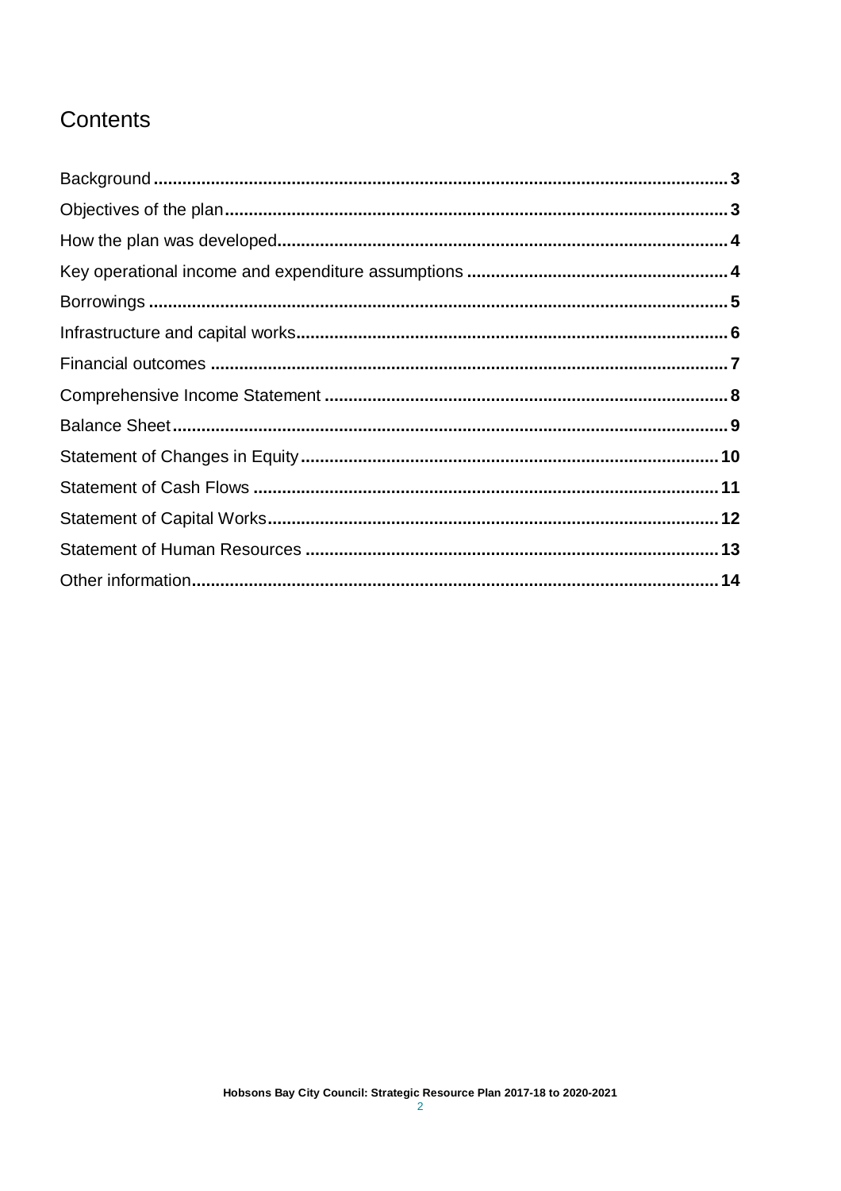# Contents

- Background ..... 3
- Objectives of the plan ..... 3
- How the plan was developed ..... 4
- Key operational income and expenditure assumptions ..... 4
- Borrowings ..... 5
- Infrastructure and capital works ..... 6
- Financial outcomes ..... 7
- Comprehensive Income Statement ..... 8
- Balance Sheet ..... 9
- Statement of Changes in Equity ..... 10
- Statement of Cash Flows ..... 11
- Statement of Capital Works ..... 12
- Statement of Human Resources ..... 13
- Other information ..... 14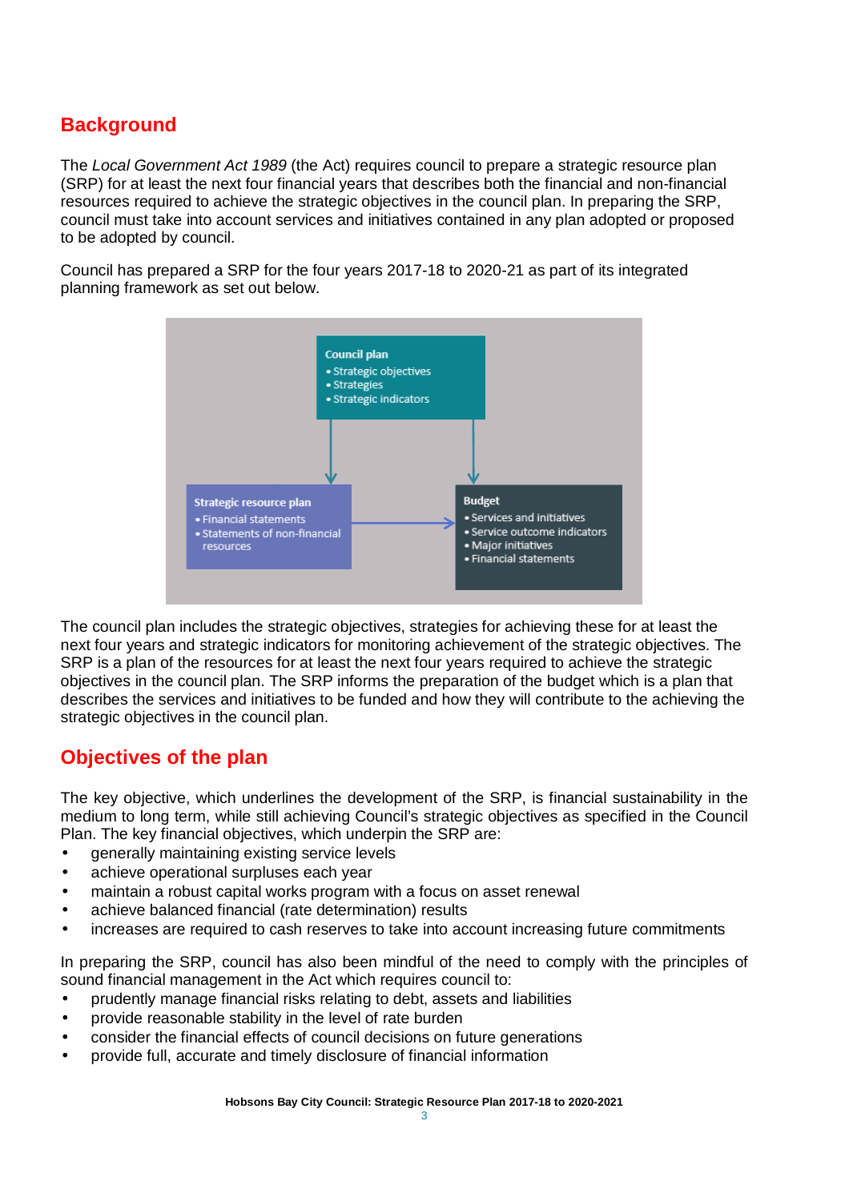## Background

The *Local Government Act 1989* (the Act) requires council to prepare a strategic resource plan (SRP) for at least the next four financial years that describes both the financial and non-financial resources required to achieve the strategic objectives in the council plan. In preparing the SRP, council must take into account services and initiatives contained in any plan adopted or proposed to be adopted by council.

Council has prepared a SRP for the four years 2017-18 to 2020-21 as part of its integrated planning framework as set out below.

**Council plan**
- Strategic objectives
- Strategies
- Strategic indicators

**Strategic resource plan**
- Financial statements
- Statements of non-financial resources

**Budget**
- Services and initiatives
- Service outcome indicators
- Major initiatives
- Financial statements

The council plan includes the strategic objectives, strategies for achieving these for at least the next four years and strategic indicators for monitoring achievement of the strategic objectives. The SRP is a plan of the resources for at least the next four years required to achieve the strategic objectives in the council plan. The SRP informs the preparation of the budget which is a plan that describes the services and initiatives to be funded and how they will contribute to the achieving the strategic objectives in the council plan.

## Objectives of the plan

The key objective, which underlines the development of the SRP, is financial sustainability in the medium to long term, while still achieving Council's strategic objectives as specified in the Council Plan. The key financial objectives, which underpin the SRP are:

- generally maintaining existing service levels
- achieve operational surpluses each year
- maintain a robust capital works program with a focus on asset renewal
- achieve balanced financial (rate determination) results
- increases are required to cash reserves to take into account increasing future commitments

In preparing the SRP, council has also been mindful of the need to comply with the principles of sound financial management in the Act which requires council to:

- prudently manage financial risks relating to debt, assets and liabilities
- provide reasonable stability in the level of rate burden
- consider the financial effects of council decisions on future generations
- provide full, accurate and timely disclosure of financial information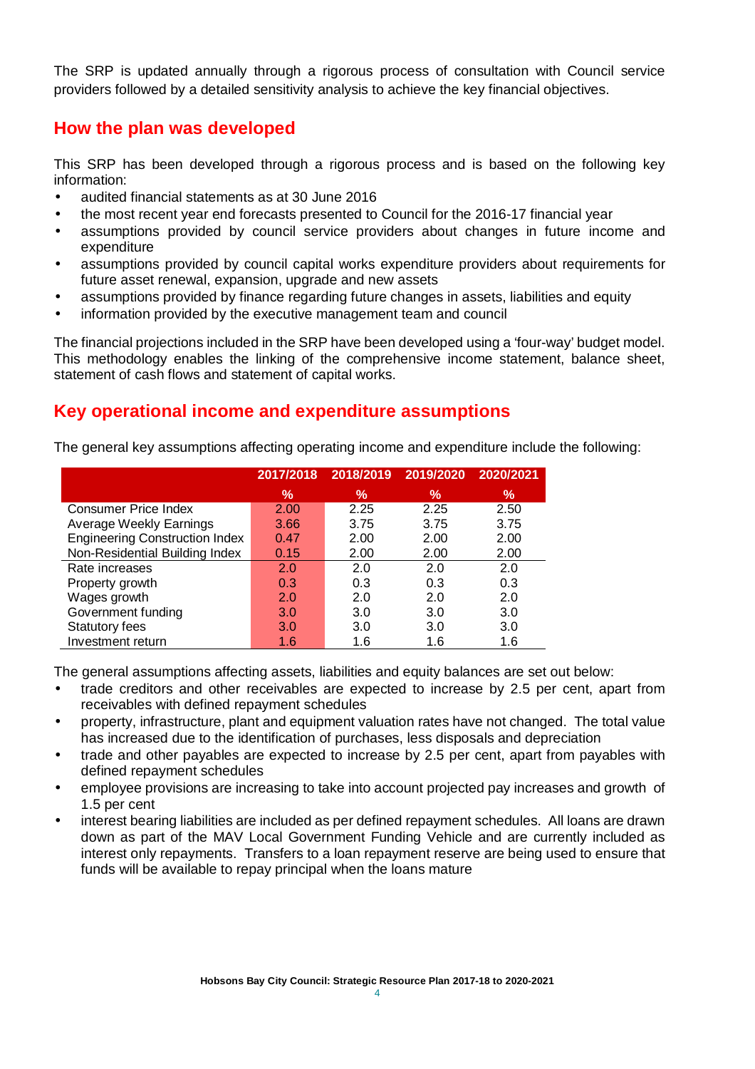The SRP is updated annually through a rigorous process of consultation with Council service providers followed by a detailed sensitivity analysis to achieve the key financial objectives.

## How the plan was developed

This SRP has been developed through a rigorous process and is based on the following key information:

- audited financial statements as at 30 June 2016
- the most recent year end forecasts presented to Council for the 2016-17 financial year
- assumptions provided by council service providers about changes in future income and expenditure
- assumptions provided by council capital works expenditure providers about requirements for future asset renewal, expansion, upgrade and new assets
- assumptions provided by finance regarding future changes in assets, liabilities and equity
- information provided by the executive management team and council

The financial projections included in the SRP have been developed using a 'four-way' budget model. This methodology enables the linking of the comprehensive income statement, balance sheet, statement of cash flows and statement of capital works.

## Key operational income and expenditure assumptions

The general key assumptions affecting operating income and expenditure include the following:

| | 2017/2018 | 2018/2019 | 2019/2020 | 2020/2021 |
|---|---|---|---|---|
| | % | % | % | % |
| Consumer Price Index | 2.00 | 2.25 | 2.25 | 2.50 |
| Average Weekly Earnings | 3.66 | 3.75 | 3.75 | 3.75 |
| Engineering Construction Index | 0.47 | 2.00 | 2.00 | 2.00 |
| Non-Residential Building Index | 0.15 | 2.00 | 2.00 | 2.00 |
| Rate increases | 2.0 | 2.0 | 2.0 | 2.0 |
| Property growth | 0.3 | 0.3 | 0.3 | 0.3 |
| Wages growth | 2.0 | 2.0 | 2.0 | 2.0 |
| Government funding | 3.0 | 3.0 | 3.0 | 3.0 |
| Statutory fees | 3.0 | 3.0 | 3.0 | 3.0 |
| Investment return | 1.6 | 1.6 | 1.6 | 1.6 |

The general assumptions affecting assets, liabilities and equity balances are set out below:

- trade creditors and other receivables are expected to increase by 2.5 per cent, apart from receivables with defined repayment schedules
- property, infrastructure, plant and equipment valuation rates have not changed. The total value has increased due to the identification of purchases, less disposals and depreciation
- trade and other payables are expected to increase by 2.5 per cent, apart from payables with defined repayment schedules
- employee provisions are increasing to take into account projected pay increases and growth of 1.5 per cent
- interest bearing liabilities are included as per defined repayment schedules. All loans are drawn down as part of the MAV Local Government Funding Vehicle and are currently included as interest only repayments. Transfers to a loan repayment reserve are being used to ensure that funds will be available to repay principal when the loans mature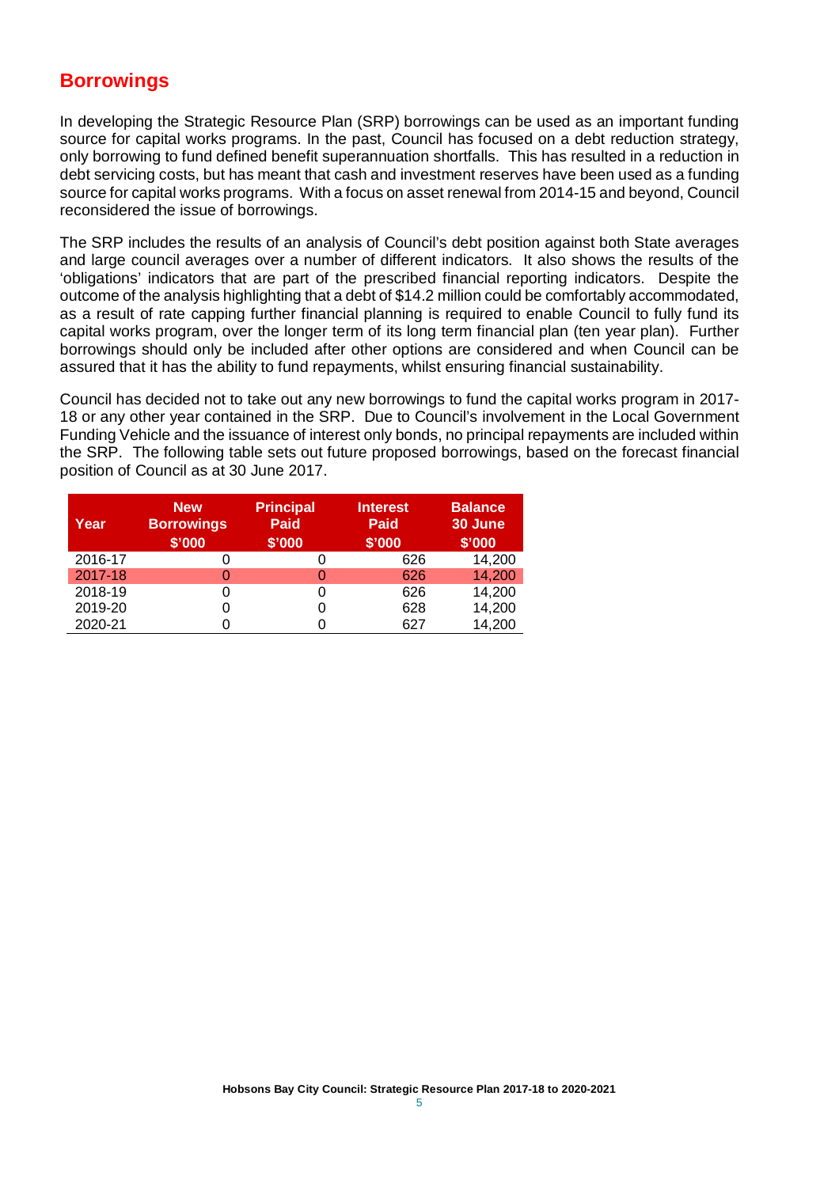## Borrowings

In developing the Strategic Resource Plan (SRP) borrowings can be used as an important funding source for capital works programs. In the past, Council has focused on a debt reduction strategy, only borrowing to fund defined benefit superannuation shortfalls. This has resulted in a reduction in debt servicing costs, but has meant that cash and investment reserves have been used as a funding source for capital works programs. With a focus on asset renewal from 2014-15 and beyond, Council reconsidered the issue of borrowings.

The SRP includes the results of an analysis of Council's debt position against both State averages and large council averages over a number of different indicators. It also shows the results of the 'obligations' indicators that are part of the prescribed financial reporting indicators. Despite the outcome of the analysis highlighting that a debt of $14.2 million could be comfortably accommodated, as a result of rate capping further financial planning is required to enable Council to fully fund its capital works program, over the longer term of its long term financial plan (ten year plan). Further borrowings should only be included after other options are considered and when Council can be assured that it has the ability to fund repayments, whilst ensuring financial sustainability.

Council has decided not to take out any new borrowings to fund the capital works program in 2017-18 or any other year contained in the SRP. Due to Council's involvement in the Local Government Funding Vehicle and the issuance of interest only bonds, no principal repayments are included within the SRP. The following table sets out future proposed borrowings, based on the forecast financial position of Council as at 30 June 2017.

| Year | New Borrowings $'000 | Principal Paid $'000 | Interest Paid $'000 | Balance 30 June $'000 |
|---|---|---|---|---|
| 2016-17 | 0 | 0 | 626 | 14,200 |
| 2017-18 | 0 | 0 | 626 | 14,200 |
| 2018-19 | 0 | 0 | 626 | 14,200 |
| 2019-20 | 0 | 0 | 628 | 14,200 |
| 2020-21 | 0 | 0 | 627 | 14,200 |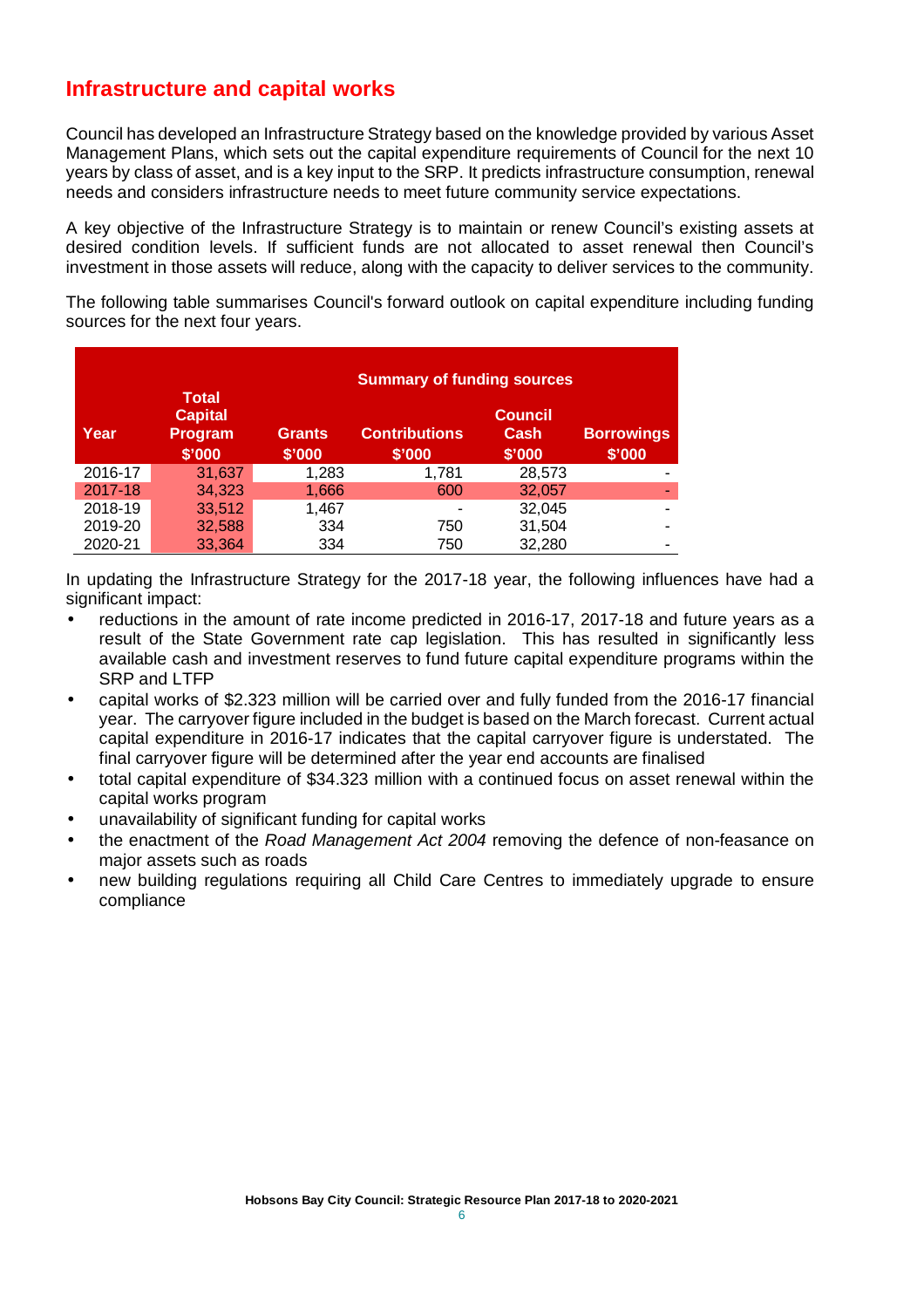## Infrastructure and capital works

Council has developed an Infrastructure Strategy based on the knowledge provided by various Asset Management Plans, which sets out the capital expenditure requirements of Council for the next 10 years by class of asset, and is a key input to the SRP. It predicts infrastructure consumption, renewal needs and considers infrastructure needs to meet future community service expectations.

A key objective of the Infrastructure Strategy is to maintain or renew Council's existing assets at desired condition levels. If sufficient funds are not allocated to asset renewal then Council's investment in those assets will reduce, along with the capacity to deliver services to the community.

The following table summarises Council's forward outlook on capital expenditure including funding sources for the next four years.

| Year | Total Capital Program $'000 | Summary of funding sources | | | |
|---|---|---|---|---|---|
| | | Grants $'000 | Contributions $'000 | Council Cash $'000 | Borrowings $'000 |
| 2016-17 | 31,637 | 1,283 | 1,781 | 28,573 | - |
| 2017-18 | 34,323 | 1,666 | 600 | 32,057 | - |
| 2018-19 | 33,512 | 1,467 | - | 32,045 | - |
| 2019-20 | 32,588 | 334 | 750 | 31,504 | - |
| 2020-21 | 33,364 | 334 | 750 | 32,280 | - |

In updating the Infrastructure Strategy for the 2017-18 year, the following influences have had a significant impact:

- reductions in the amount of rate income predicted in 2016-17, 2017-18 and future years as a result of the State Government rate cap legislation. This has resulted in significantly less available cash and investment reserves to fund future capital expenditure programs within the SRP and LTFP
- capital works of $2.323 million will be carried over and fully funded from the 2016-17 financial year. The carryover figure included in the budget is based on the March forecast. Current actual capital expenditure in 2016-17 indicates that the capital carryover figure is understated. The final carryover figure will be determined after the year end accounts are finalised
- total capital expenditure of $34.323 million with a continued focus on asset renewal within the capital works program
- unavailability of significant funding for capital works
- the enactment of the *Road Management Act 2004* removing the defence of non-feasance on major assets such as roads
- new building regulations requiring all Child Care Centres to immediately upgrade to ensure compliance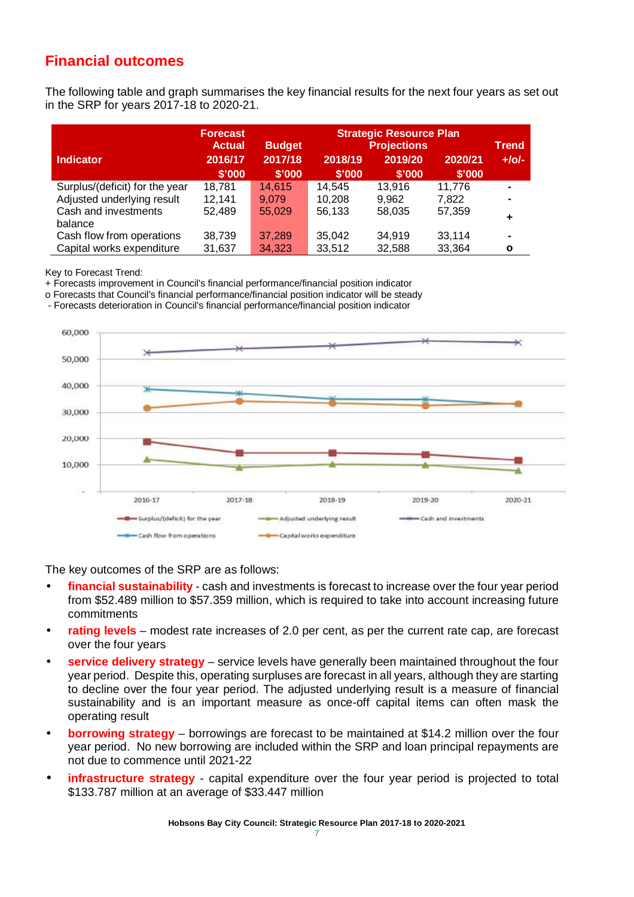## Financial outcomes

The following table and graph summarises the key financial results for the next four years as set out in the SRP for years 2017-18 to 2020-21.

| Indicator | Forecast Actual 2016/17 $'000 | Budget 2017/18 $'000 | Strategic Resource Plan Projections 2018/19 $'000 | | | Trend +/o/- |
|---|---|---|---|---|---|---|
| | | | 2018/19 $'000 | 2019/20 $'000 | 2020/21 $'000 | |
| Surplus/(deficit) for the year | 18,781 | 14,615 | 14,545 | 13,916 | 11,776 | - |
| Adjusted underlying result | 12,141 | 9,079 | 10,208 | 9,962 | 7,822 | - |
| Cash and investments balance | 52,489 | 55,029 | 56,133 | 58,035 | 57,359 | + |
| Cash flow from operations | 38,739 | 37,289 | 35,042 | 34,919 | 33,114 | - |
| Capital works expenditure | 31,637 | 34,323 | 33,512 | 32,588 | 33,364 | o |

Key to Forecast Trend:
+ Forecasts improvement in Council's financial performance/financial position indicator
o Forecasts that Council's financial performance/financial position indicator will be steady
- Forecasts deterioration in Council's financial performance/financial position indicator

The key outcomes of the SRP are as follows:

- **financial sustainability** - cash and investments is forecast to increase over the four year period from $52.489 million to $57.359 million, which is required to take into account increasing future commitments
- **rating levels** – modest rate increases of 2.0 per cent, as per the current rate cap, are forecast over the four years
- **service delivery strategy** – service levels have generally been maintained throughout the four year period. Despite this, operating surpluses are forecast in all years, although they are starting to decline over the four year period. The adjusted underlying result is a measure of financial sustainability and is an important measure as once-off capital items can often mask the operating result
- **borrowing strategy** – borrowings are forecast to be maintained at $14.2 million over the four year period. No new borrowing are included within the SRP and loan principal repayments are not due to commence until 2021-22
- **infrastructure strategy** - capital expenditure over the four year period is projected to total $133.787 million at an average of $33.447 million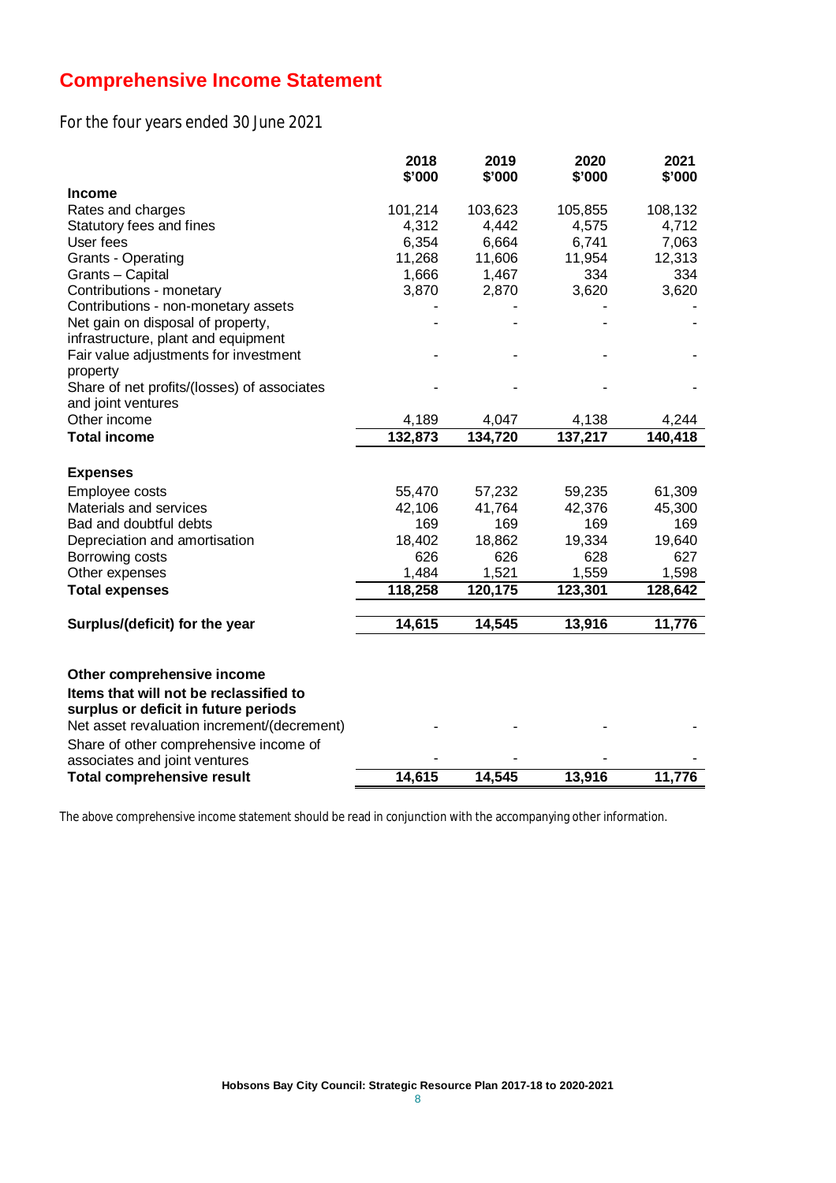# Comprehensive Income Statement

For the four years ended 30 June 2021

| | 2018<br>$'000 | 2019<br>$'000 | 2020<br>$'000 | 2021<br>$'000 |
|---|---|---|---|---|
| **Income** | | | | |
| Rates and charges | 101,214 | 103,623 | 105,855 | 108,132 |
| Statutory fees and fines | 4,312 | 4,442 | 4,575 | 4,712 |
| User fees | 6,354 | 6,664 | 6,741 | 7,063 |
| Grants - Operating | 11,268 | 11,606 | 11,954 | 12,313 |
| Grants – Capital | 1,666 | 1,467 | 334 | 334 |
| Contributions - monetary | 3,870 | 2,870 | 3,620 | 3,620 |
| Contributions - non-monetary assets | - | - | - | - |
| Net gain on disposal of property, infrastructure, plant and equipment | - | - | - | - |
| Fair value adjustments for investment property | - | - | - | - |
| Share of net profits/(losses) of associates and joint ventures | - | - | - | - |
| Other income | 4,189 | 4,047 | 4,138 | 4,244 |
| **Total income** | **132,873** | **134,720** | **137,217** | **140,418** |
| | | | | |
| **Expenses** | | | | |
| Employee costs | 55,470 | 57,232 | 59,235 | 61,309 |
| Materials and services | 42,106 | 41,764 | 42,376 | 45,300 |
| Bad and doubtful debts | 169 | 169 | 169 | 169 |
| Depreciation and amortisation | 18,402 | 18,862 | 19,334 | 19,640 |
| Borrowing costs | 626 | 626 | 628 | 627 |
| Other expenses | 1,484 | 1,521 | 1,559 | 1,598 |
| **Total expenses** | **118,258** | **120,175** | **123,301** | **128,642** |
| | | | | |
| **Surplus/(deficit) for the year** | **14,615** | **14,545** | **13,916** | **11,776** |
| | | | | |
| **Other comprehensive income** | | | | |
| **Items that will not be reclassified to surplus or deficit in future periods** | | | | |
| Net asset revaluation increment/(decrement) | - | - | - | - |
| Share of other comprehensive income of associates and joint ventures | - | - | - | - |
| **Total comprehensive result** | **14,615** | **14,545** | **13,916** | **11,776** |

The above comprehensive income statement should be read in conjunction with the accompanying other information.

**Hobsons Bay City Council: Strategic Resource Plan 2017-18 to 2020-2021**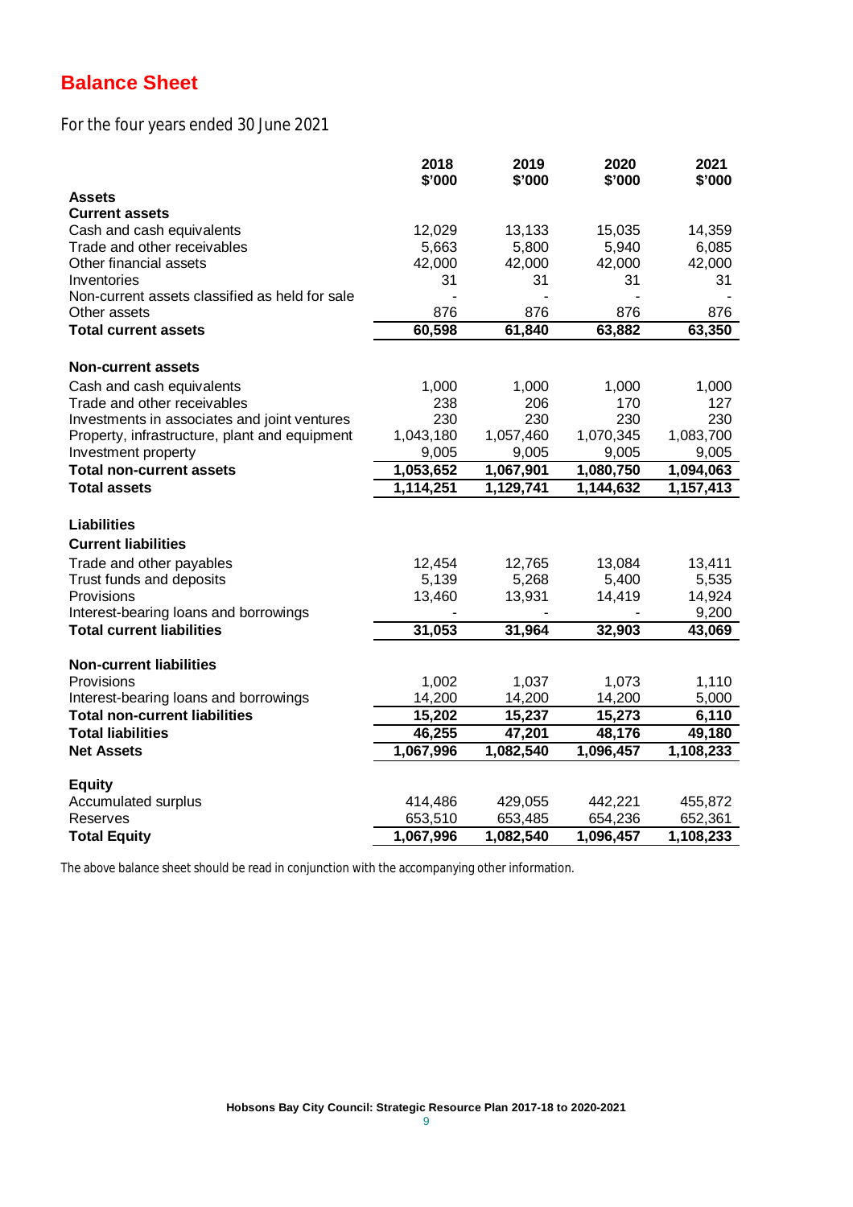# Balance Sheet

For the four years ended 30 June 2021

| | 2018 $'000 | 2019 $'000 | 2020 $'000 | 2021 $'000 |
|---|---|---|---|---|
| **Assets** | | | | |
| **Current assets** | | | | |
| Cash and cash equivalents | 12,029 | 13,133 | 15,035 | 14,359 |
| Trade and other receivables | 5,663 | 5,800 | 5,940 | 6,085 |
| Other financial assets | 42,000 | 42,000 | 42,000 | 42,000 |
| Inventories | 31 | 31 | 31 | 31 |
| Non-current assets classified as held for sale | - | - | - | - |
| Other assets | 876 | 876 | 876 | 876 |
| **Total current assets** | **60,598** | **61,840** | **63,882** | **63,350** |
| | | | | |
| **Non-current assets** | | | | |
| Cash and cash equivalents | 1,000 | 1,000 | 1,000 | 1,000 |
| Trade and other receivables | 238 | 206 | 170 | 127 |
| Investments in associates and joint ventures | 230 | 230 | 230 | 230 |
| Property, infrastructure, plant and equipment | 1,043,180 | 1,057,460 | 1,070,345 | 1,083,700 |
| Investment property | 9,005 | 9,005 | 9,005 | 9,005 |
| **Total non-current assets** | **1,053,652** | **1,067,901** | **1,080,750** | **1,094,063** |
| **Total assets** | **1,114,251** | **1,129,741** | **1,144,632** | **1,157,413** |
| | | | | |
| **Liabilities** | | | | |
| **Current liabilities** | | | | |
| Trade and other payables | 12,454 | 12,765 | 13,084 | 13,411 |
| Trust funds and deposits | 5,139 | 5,268 | 5,400 | 5,535 |
| Provisions | 13,460 | 13,931 | 14,419 | 14,924 |
| Interest-bearing loans and borrowings | - | - | - | 9,200 |
| **Total current liabilities** | **31,053** | **31,964** | **32,903** | **43,069** |
| | | | | |
| **Non-current liabilities** | | | | |
| Provisions | 1,002 | 1,037 | 1,073 | 1,110 |
| Interest-bearing loans and borrowings | 14,200 | 14,200 | 14,200 | 5,000 |
| **Total non-current liabilities** | **15,202** | **15,237** | **15,273** | **6,110** |
| **Total liabilities** | **46,255** | **47,201** | **48,176** | **49,180** |
| **Net Assets** | **1,067,996** | **1,082,540** | **1,096,457** | **1,108,233** |
| | | | | |
| **Equity** | | | | |
| Accumulated surplus | 414,486 | 429,055 | 442,221 | 455,872 |
| Reserves | 653,510 | 653,485 | 654,236 | 652,361 |
| **Total Equity** | **1,067,996** | **1,082,540** | **1,096,457** | **1,108,233** |

The above balance sheet should be read in conjunction with the accompanying other information.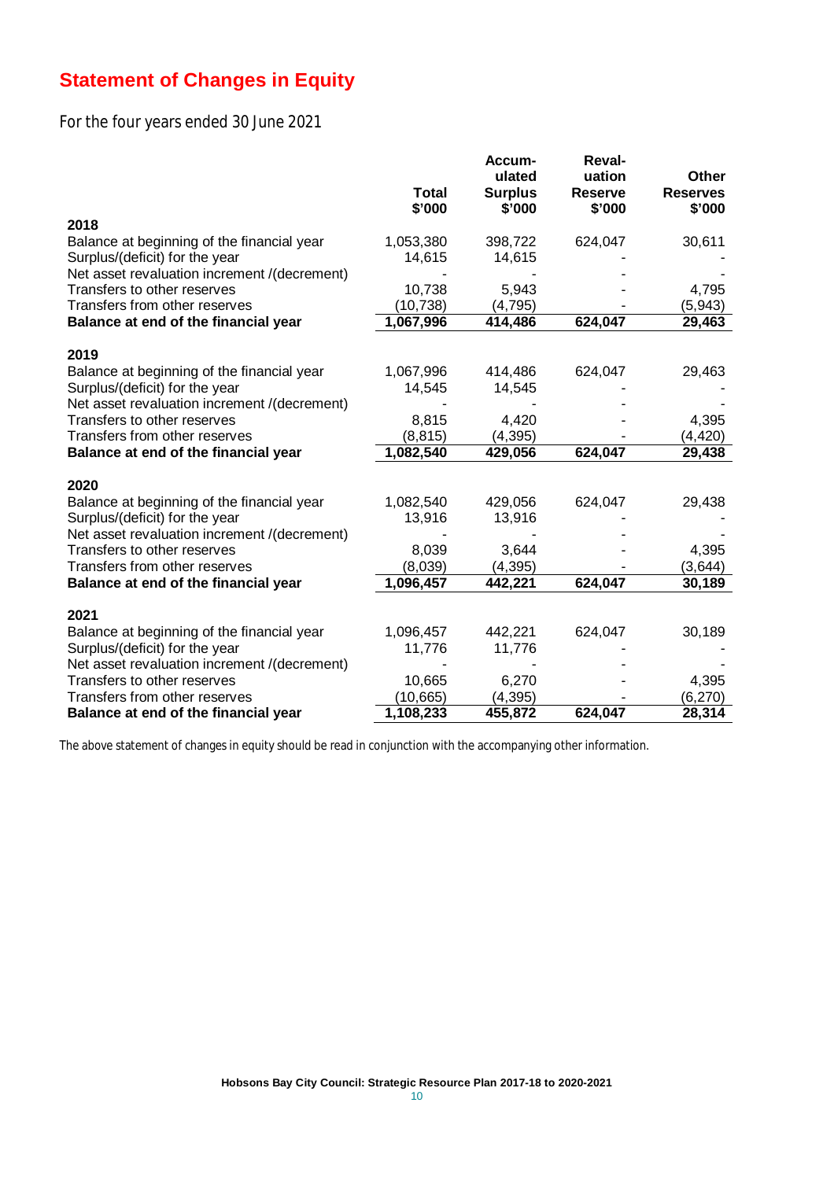# Statement of Changes in Equity

For the four years ended 30 June 2021

| | Total $'000 | Accumulated Surplus $'000 | Revaluation Reserve $'000 | Other Reserves $'000 |
|---|---|---|---|---|
| **2018** | | | | |
| Balance at beginning of the financial year | 1,053,380 | 398,722 | 624,047 | 30,611 |
| Surplus/(deficit) for the year | 14,615 | 14,615 | - | - |
| Net asset revaluation increment /(decrement) | - | - | - | - |
| Transfers to other reserves | 10,738 | 5,943 | - | 4,795 |
| Transfers from other reserves | (10,738) | (4,795) | - | (5,943) |
| **Balance at end of the financial year** | **1,067,996** | **414,486** | **624,047** | **29,463** |
| **2019** | | | | |
| Balance at beginning of the financial year | 1,067,996 | 414,486 | 624,047 | 29,463 |
| Surplus/(deficit) for the year | 14,545 | 14,545 | - | - |
| Net asset revaluation increment /(decrement) | - | - | - | - |
| Transfers to other reserves | 8,815 | 4,420 | - | 4,395 |
| Transfers from other reserves | (8,815) | (4,395) | - | (4,420) |
| **Balance at end of the financial year** | **1,082,540** | **429,056** | **624,047** | **29,438** |
| **2020** | | | | |
| Balance at beginning of the financial year | 1,082,540 | 429,056 | 624,047 | 29,438 |
| Surplus/(deficit) for the year | 13,916 | 13,916 | - | - |
| Net asset revaluation increment /(decrement) | - | - | - | - |
| Transfers to other reserves | 8,039 | 3,644 | - | 4,395 |
| Transfers from other reserves | (8,039) | (4,395) | - | (3,644) |
| **Balance at end of the financial year** | **1,096,457** | **442,221** | **624,047** | **30,189** |
| **2021** | | | | |
| Balance at beginning of the financial year | 1,096,457 | 442,221 | 624,047 | 30,189 |
| Surplus/(deficit) for the year | 11,776 | 11,776 | - | - |
| Net asset revaluation increment /(decrement) | - | - | - | - |
| Transfers to other reserves | 10,665 | 6,270 | - | 4,395 |
| Transfers from other reserves | (10,665) | (4,395) | - | (6,270) |
| **Balance at end of the financial year** | **1,108,233** | **455,872** | **624,047** | **28,314** |

The above statement of changes in equity should be read in conjunction with the accompanying other information.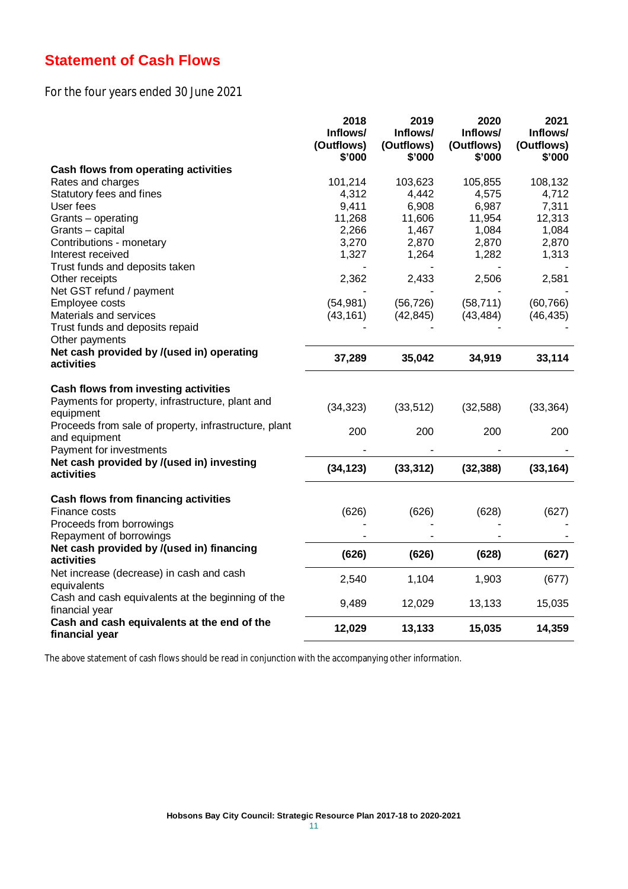# Statement of Cash Flows

For the four years ended 30 June 2021

| | 2018 Inflows/ (Outflows) $'000 | 2019 Inflows/ (Outflows) $'000 | 2020 Inflows/ (Outflows) $'000 | 2021 Inflows/ (Outflows) $'000 |
|---|---|---|---|---|
| **Cash flows from operating activities** | | | | |
| Rates and charges | 101,214 | 103,623 | 105,855 | 108,132 |
| Statutory fees and fines | 4,312 | 4,442 | 4,575 | 4,712 |
| User fees | 9,411 | 6,908 | 6,987 | 7,311 |
| Grants – operating | 11,268 | 11,606 | 11,954 | 12,313 |
| Grants – capital | 2,266 | 1,467 | 1,084 | 1,084 |
| Contributions - monetary | 3,270 | 2,870 | 2,870 | 2,870 |
| Interest received | 1,327 | 1,264 | 1,282 | 1,313 |
| Trust funds and deposits taken | - | - | - | - |
| Other receipts | 2,362 | 2,433 | 2,506 | 2,581 |
| Net GST refund / payment | - | - | - | - |
| Employee costs | (54,981) | (56,726) | (58,711) | (60,766) |
| Materials and services | (43,161) | (42,845) | (43,484) | (46,435) |
| Trust funds and deposits repaid | - | - | - | - |
| Other payments | | | | |
| **Net cash provided by /(used in) operating activities** | **37,289** | **35,042** | **34,919** | **33,114** |
| | | | | |
| **Cash flows from investing activities** | | | | |
| Payments for property, infrastructure, plant and equipment | (34,323) | (33,512) | (32,588) | (33,364) |
| Proceeds from sale of property, infrastructure, plant and equipment | 200 | 200 | 200 | 200 |
| Payment for investments | - | - | - | - |
| **Net cash provided by /(used in) investing activities** | **(34,123)** | **(33,312)** | **(32,388)** | **(33,164)** |
| | | | | |
| **Cash flows from financing activities** | | | | |
| Finance costs | (626) | (626) | (628) | (627) |
| Proceeds from borrowings | - | - | - | - |
| Repayment of borrowings | - | - | - | - |
| **Net cash provided by /(used in) financing activities** | **(626)** | **(626)** | **(628)** | **(627)** |
| Net increase (decrease) in cash and cash equivalents | 2,540 | 1,104 | 1,903 | (677) |
| Cash and cash equivalents at the beginning of the financial year | 9,489 | 12,029 | 13,133 | 15,035 |
| **Cash and cash equivalents at the end of the financial year** | **12,029** | **13,133** | **15,035** | **14,359** |

The above statement of cash flows should be read in conjunction with the accompanying other information.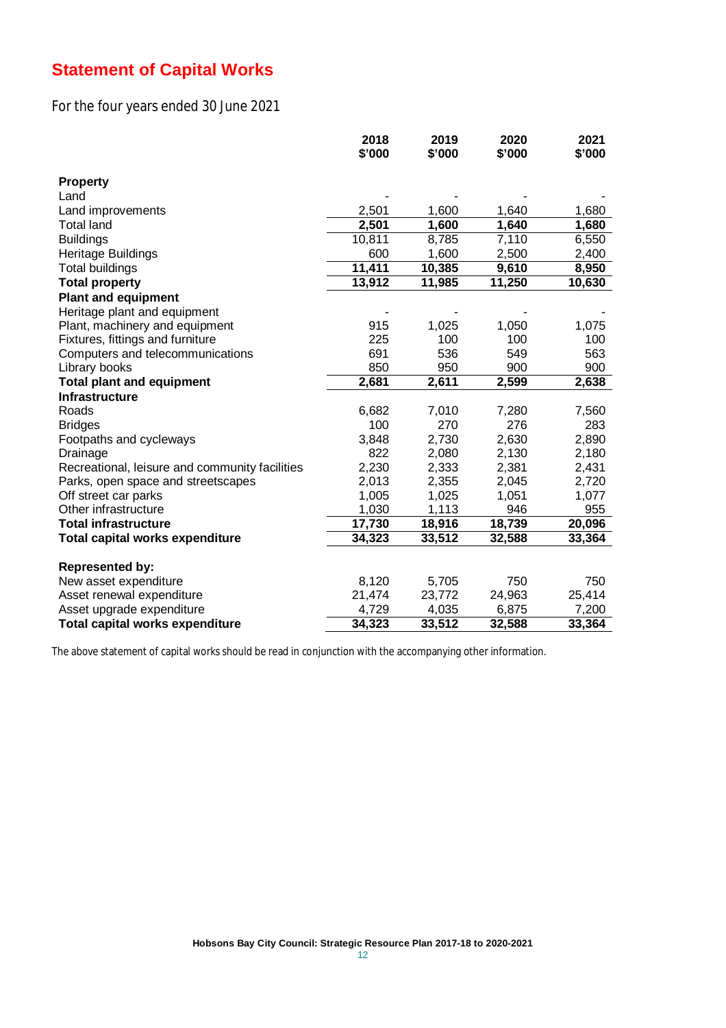# Statement of Capital Works

For the four years ended 30 June 2021

| | 2018 $'000 | 2019 $'000 | 2020 $'000 | 2021 $'000 |
|---|---|---|---|---|
| **Property** | | | | |
| Land | - | - | - | - |
| Land improvements | 2,501 | 1,600 | 1,640 | 1,680 |
| Total land | **2,501** | **1,600** | **1,640** | **1,680** |
| Buildings | 10,811 | 8,785 | 7,110 | 6,550 |
| Heritage Buildings | 600 | 1,600 | 2,500 | 2,400 |
| Total buildings | **11,411** | **10,385** | **9,610** | **8,950** |
| **Total property** | **13,912** | **11,985** | **11,250** | **10,630** |
| **Plant and equipment** | | | | |
| Heritage plant and equipment | - | - | - | - |
| Plant, machinery and equipment | 915 | 1,025 | 1,050 | 1,075 |
| Fixtures, fittings and furniture | 225 | 100 | 100 | 100 |
| Computers and telecommunications | 691 | 536 | 549 | 563 |
| Library books | 850 | 950 | 900 | 900 |
| **Total plant and equipment** | **2,681** | **2,611** | **2,599** | **2,638** |
| **Infrastructure** | | | | |
| Roads | 6,682 | 7,010 | 7,280 | 7,560 |
| Bridges | 100 | 270 | 276 | 283 |
| Footpaths and cycleways | 3,848 | 2,730 | 2,630 | 2,890 |
| Drainage | 822 | 2,080 | 2,130 | 2,180 |
| Recreational, leisure and community facilities | 2,230 | 2,333 | 2,381 | 2,431 |
| Parks, open space and streetscapes | 2,013 | 2,355 | 2,045 | 2,720 |
| Off street car parks | 1,005 | 1,025 | 1,051 | 1,077 |
| Other infrastructure | 1,030 | 1,113 | 946 | 955 |
| **Total infrastructure** | **17,730** | **18,916** | **18,739** | **20,096** |
| **Total capital works expenditure** | **34,323** | **33,512** | **32,588** | **33,364** |
| | | | | |
| **Represented by:** | | | | |
| New asset expenditure | 8,120 | 5,705 | 750 | 750 |
| Asset renewal expenditure | 21,474 | 23,772 | 24,963 | 25,414 |
| Asset upgrade expenditure | 4,729 | 4,035 | 6,875 | 7,200 |
| **Total capital works expenditure** | **34,323** | **33,512** | **32,588** | **33,364** |

The above statement of capital works should be read in conjunction with the accompanying other information.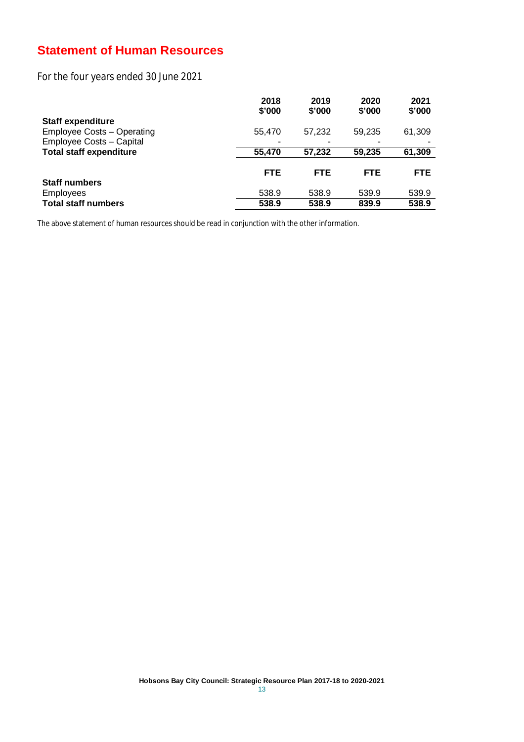# Statement of Human Resources

For the four years ended 30 June 2021

| | 2018 \$'000 | 2019 \$'000 | 2020 \$'000 | 2021 \$'000 |
|---|---|---|---|---|
| **Staff expenditure** | | | | |
| Employee Costs – Operating | 55,470 | 57,232 | 59,235 | 61,309 |
| Employee Costs – Capital | - | - | - | - |
| **Total staff expenditure** | **55,470** | **57,232** | **59,235** | **61,309** |
| | **FTE** | **FTE** | **FTE** | **FTE** |
| **Staff numbers** | | | | |
| Employees | 538.9 | 538.9 | 539.9 | 539.9 |
| **Total staff numbers** | **538.9** | **538.9** | **839.9** | **538.9** |

The above statement of human resources should be read in conjunction with the other information.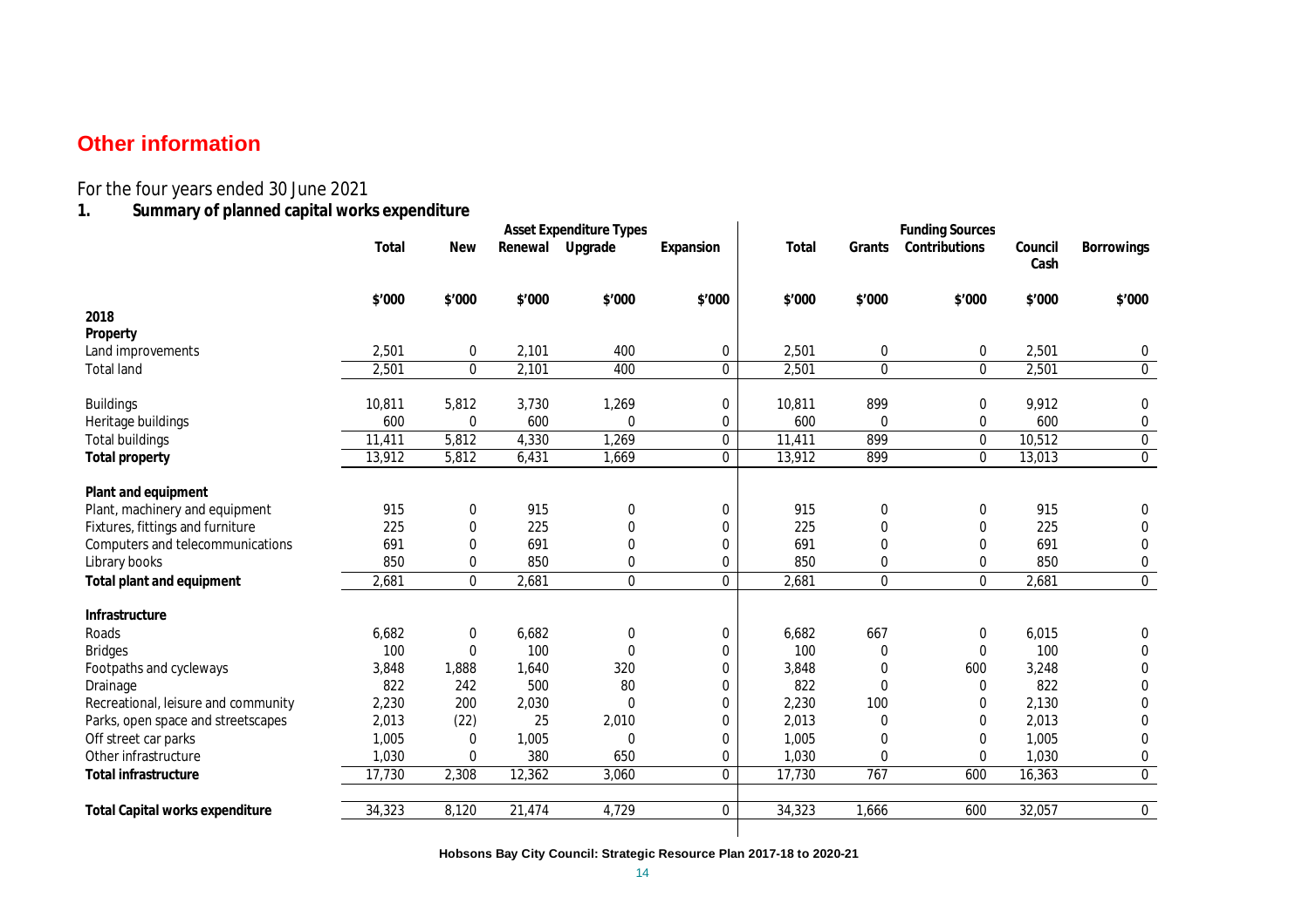# Other information

For the four years ended 30 June 2021

## 1. Summary of planned capital works expenditure

| | Asset Expenditure Types | | | | | Funding Sources | | | | |
|---|---|---|---|---|---|---|---|---|---|---|
| | Total | New | Renewal | Upgrade | Expansion | Total | Grants | Contributions | Council Cash | Borrowings |
| | $'000 | $'000 | $'000 | $'000 | $'000 | $'000 | $'000 | $'000 | $'000 | $'000 |
| **2018** | | | | | | | | | | |
| **Property** | | | | | | | | | | |
| Land improvements | 2,501 | 0 | 2,101 | 400 | 0 | 2,501 | 0 | 0 | 2,501 | 0 |
| Total land | 2,501 | 0 | 2,101 | 400 | 0 | 2,501 | 0 | 0 | 2,501 | 0 |
| Buildings | 10,811 | 5,812 | 3,730 | 1,269 | 0 | 10,811 | 899 | 0 | 9,912 | 0 |
| Heritage buildings | 600 | 0 | 600 | 0 | 0 | 600 | 0 | 0 | 600 | 0 |
| Total buildings | 11,411 | 5,812 | 4,330 | 1,269 | 0 | 11,411 | 899 | 0 | 10,512 | 0 |
| **Total property** | 13,912 | 5,812 | 6,431 | 1,669 | 0 | 13,912 | 899 | 0 | 13,013 | 0 |
| **Plant and equipment** | | | | | | | | | | |
| Plant, machinery and equipment | 915 | 0 | 915 | 0 | 0 | 915 | 0 | 0 | 915 | 0 |
| Fixtures, fittings and furniture | 225 | 0 | 225 | 0 | 0 | 225 | 0 | 0 | 225 | 0 |
| Computers and telecommunications | 691 | 0 | 691 | 0 | 0 | 691 | 0 | 0 | 691 | 0 |
| Library books | 850 | 0 | 850 | 0 | 0 | 850 | 0 | 0 | 850 | 0 |
| **Total plant and equipment** | 2,681 | 0 | 2,681 | 0 | 0 | 2,681 | 0 | 0 | 2,681 | 0 |
| **Infrastructure** | | | | | | | | | | |
| Roads | 6,682 | 0 | 6,682 | 0 | 0 | 6,682 | 667 | 0 | 6,015 | 0 |
| Bridges | 100 | 0 | 100 | 0 | 0 | 100 | 0 | 0 | 100 | 0 |
| Footpaths and cycleways | 3,848 | 1,888 | 1,640 | 320 | 0 | 3,848 | 0 | 600 | 3,248 | 0 |
| Drainage | 822 | 242 | 500 | 80 | 0 | 822 | 0 | 0 | 822 | 0 |
| Recreational, leisure and community | 2,230 | 200 | 2,030 | 0 | 0 | 2,230 | 100 | 0 | 2,130 | 0 |
| Parks, open space and streetscapes | 2,013 | (22) | 25 | 2,010 | 0 | 2,013 | 0 | 0 | 2,013 | 0 |
| Off street car parks | 1,005 | 0 | 1,005 | 0 | 0 | 1,005 | 0 | 0 | 1,005 | 0 |
| Other infrastructure | 1,030 | 0 | 380 | 650 | 0 | 1,030 | 0 | 0 | 1,030 | 0 |
| **Total infrastructure** | 17,730 | 2,308 | 12,362 | 3,060 | 0 | 17,730 | 767 | 600 | 16,363 | 0 |
| **Total Capital works expenditure** | 34,323 | 8,120 | 21,474 | 4,729 | 0 | 34,323 | 1,666 | 600 | 32,057 | 0 |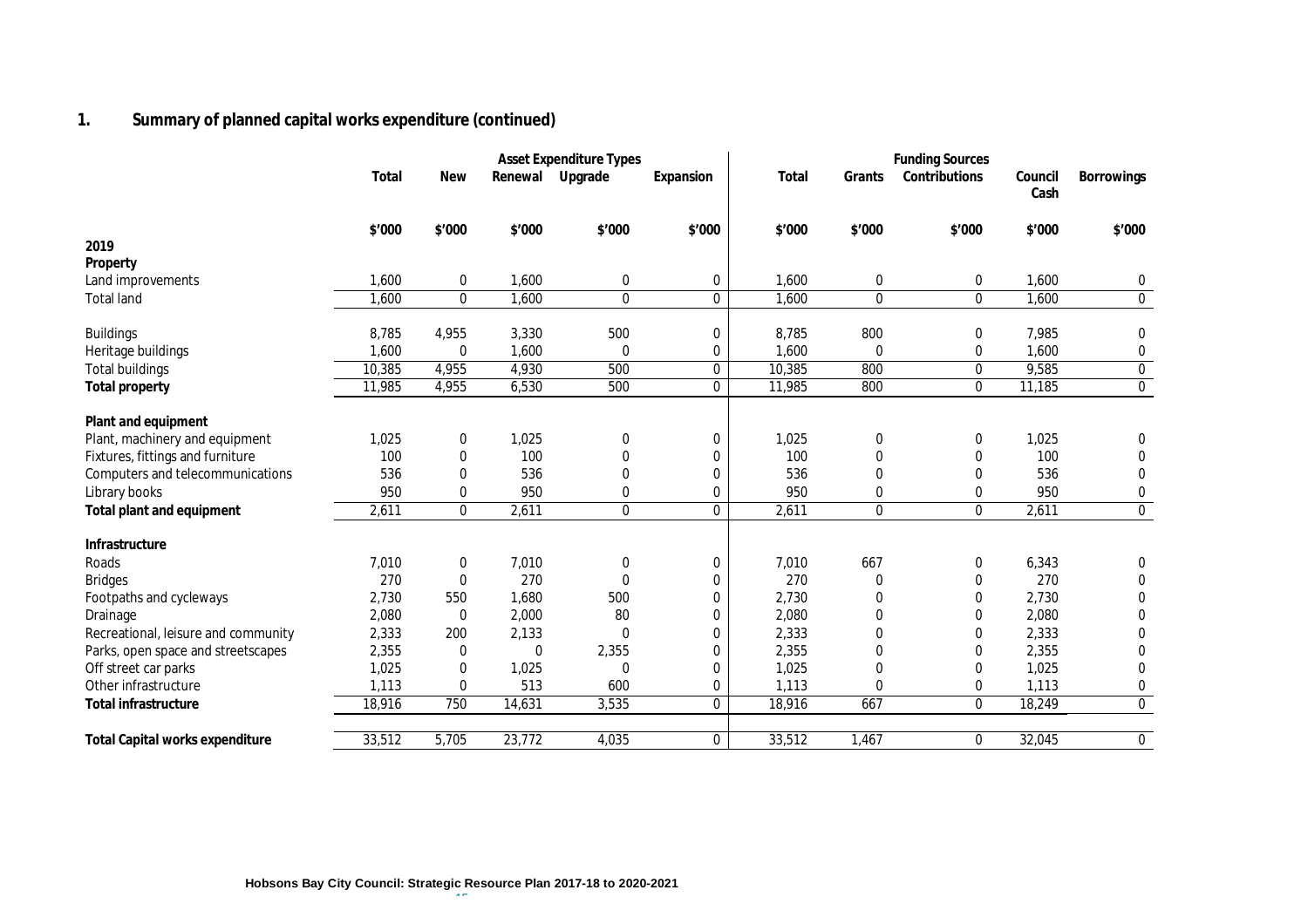## 1. Summary of planned capital works expenditure (continued)

| | | Asset Expenditure Types | | | | Funding Sources | | | | |
|---|---|---|---|---|---|---|---|---|---|---|
| | Total | New | Renewal | Upgrade | Expansion | Total | Grants | Contributions | Council Cash | Borrowings |
| | $'000 | $'000 | $'000 | $'000 | $'000 | $'000 | $'000 | $'000 | $'000 | $'000 |
| **2019** | | | | | | | | | | |
| **Property** | | | | | | | | | | |
| Land improvements | 1,600 | 0 | 1,600 | 0 | 0 | 1,600 | 0 | 0 | 1,600 | 0 |
| Total land | 1,600 | 0 | 1,600 | 0 | 0 | 1,600 | 0 | 0 | 1,600 | 0 |
| Buildings | 8,785 | 4,955 | 3,330 | 500 | 0 | 8,785 | 800 | 0 | 7,985 | 0 |
| Heritage buildings | 1,600 | 0 | 1,600 | 0 | 0 | 1,600 | 0 | 0 | 1,600 | 0 |
| Total buildings | 10,385 | 4,955 | 4,930 | 500 | 0 | 10,385 | 800 | 0 | 9,585 | 0 |
| **Total property** | 11,985 | 4,955 | 6,530 | 500 | 0 | 11,985 | 800 | 0 | 11,185 | 0 |
| **Plant and equipment** | | | | | | | | | | |
| Plant, machinery and equipment | 1,025 | 0 | 1,025 | 0 | 0 | 1,025 | 0 | 0 | 1,025 | 0 |
| Fixtures, fittings and furniture | 100 | 0 | 100 | 0 | 0 | 100 | 0 | 0 | 100 | 0 |
| Computers and telecommunications | 536 | 0 | 536 | 0 | 0 | 536 | 0 | 0 | 536 | 0 |
| Library books | 950 | 0 | 950 | 0 | 0 | 950 | 0 | 0 | 950 | 0 |
| **Total plant and equipment** | 2,611 | 0 | 2,611 | 0 | 0 | 2,611 | 0 | 0 | 2,611 | 0 |
| **Infrastructure** | | | | | | | | | | |
| Roads | 7,010 | 0 | 7,010 | 0 | 0 | 7,010 | 667 | 0 | 6,343 | 0 |
| Bridges | 270 | 0 | 270 | 0 | 0 | 270 | 0 | 0 | 270 | 0 |
| Footpaths and cycleways | 2,730 | 550 | 1,680 | 500 | 0 | 2,730 | 0 | 0 | 2,730 | 0 |
| Drainage | 2,080 | 0 | 2,000 | 80 | 0 | 2,080 | 0 | 0 | 2,080 | 0 |
| Recreational, leisure and community | 2,333 | 200 | 2,133 | 0 | 0 | 2,333 | 0 | 0 | 2,333 | 0 |
| Parks, open space and streetscapes | 2,355 | 0 | 0 | 2,355 | 0 | 2,355 | 0 | 0 | 2,355 | 0 |
| Off street car parks | 1,025 | 0 | 1,025 | 0 | 0 | 1,025 | 0 | 0 | 1,025 | 0 |
| Other infrastructure | 1,113 | 0 | 513 | 600 | 0 | 1,113 | 0 | 0 | 1,113 | 0 |
| **Total infrastructure** | 18,916 | 750 | 14,631 | 3,535 | 0 | 18,916 | 667 | 0 | 18,249 | 0 |
| **Total Capital works expenditure** | 33,512 | 5,705 | 23,772 | 4,035 | 0 | 33,512 | 1,467 | 0 | 32,045 | 0 |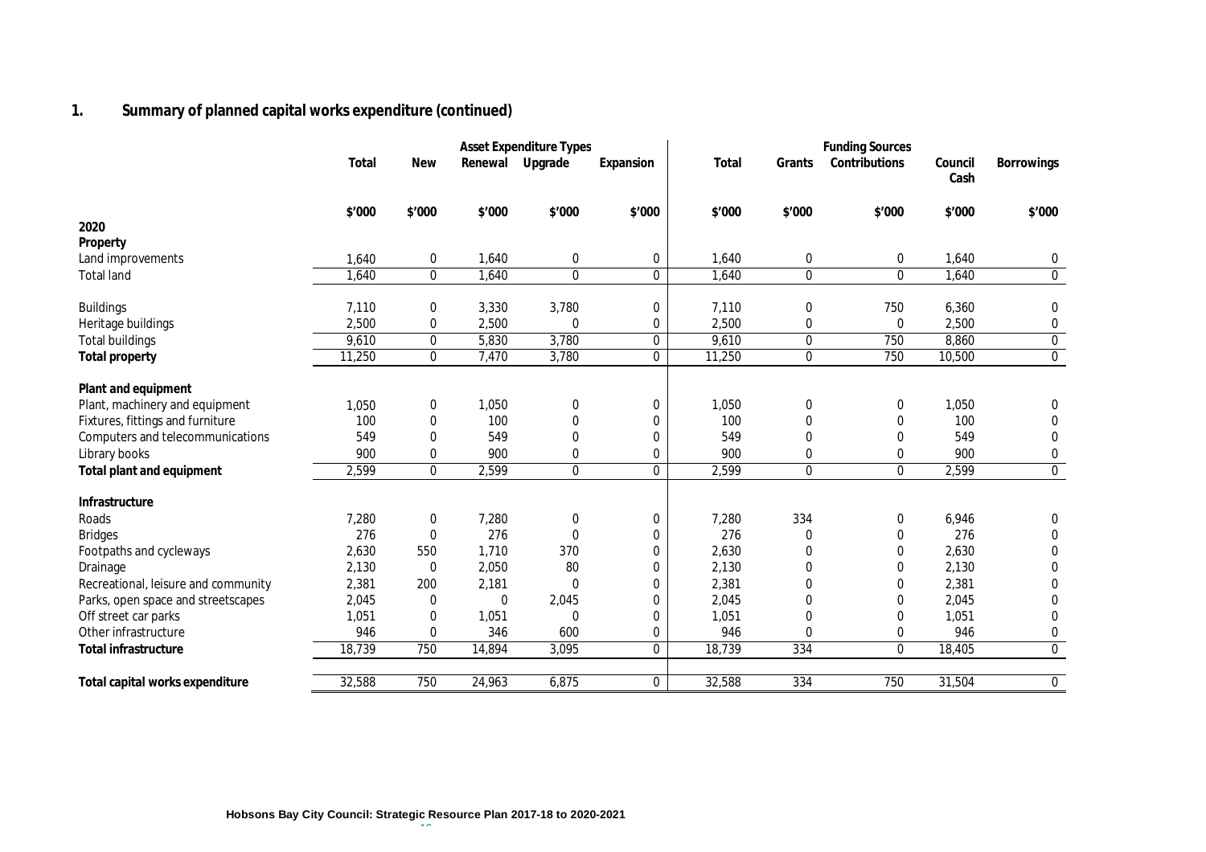## 1. Summary of planned capital works expenditure (continued)

| | | Asset Expenditure Types | | | | Funding Sources | | | | |
|---|---|---|---|---|---|---|---|---|---|---|
| | Total | New | Renewal | Upgrade | Expansion | Total | Grants | Contributions | Council Cash | Borrowings |
| | $'000 | $'000 | $'000 | $'000 | $'000 | $'000 | $'000 | $'000 | $'000 | $'000 |
| **2020** | | | | | | | | | | |
| **Property** | | | | | | | | | | |
| Land improvements | 1,640 | 0 | 1,640 | 0 | 0 | 1,640 | 0 | 0 | 1,640 | 0 |
| Total land | 1,640 | 0 | 1,640 | 0 | 0 | 1,640 | 0 | 0 | 1,640 | 0 |
| Buildings | 7,110 | 0 | 3,330 | 3,780 | 0 | 7,110 | 0 | 750 | 6,360 | 0 |
| Heritage buildings | 2,500 | 0 | 2,500 | 0 | 0 | 2,500 | 0 | 0 | 2,500 | 0 |
| Total buildings | 9,610 | 0 | 5,830 | 3,780 | 0 | 9,610 | 0 | 750 | 8,860 | 0 |
| **Total property** | 11,250 | 0 | 7,470 | 3,780 | 0 | 11,250 | 0 | 750 | 10,500 | 0 |
| **Plant and equipment** | | | | | | | | | | |
| Plant, machinery and equipment | 1,050 | 0 | 1,050 | 0 | 0 | 1,050 | 0 | 0 | 1,050 | 0 |
| Fixtures, fittings and furniture | 100 | 0 | 100 | 0 | 0 | 100 | 0 | 0 | 100 | 0 |
| Computers and telecommunications | 549 | 0 | 549 | 0 | 0 | 549 | 0 | 0 | 549 | 0 |
| Library books | 900 | 0 | 900 | 0 | 0 | 900 | 0 | 0 | 900 | 0 |
| **Total plant and equipment** | 2,599 | 0 | 2,599 | 0 | 0 | 2,599 | 0 | 0 | 2,599 | 0 |
| **Infrastructure** | | | | | | | | | | |
| Roads | 7,280 | 0 | 7,280 | 0 | 0 | 7,280 | 334 | 0 | 6,946 | 0 |
| Bridges | 276 | 0 | 276 | 0 | 0 | 276 | 0 | 0 | 276 | 0 |
| Footpaths and cycleways | 2,630 | 550 | 1,710 | 370 | 0 | 2,630 | 0 | 0 | 2,630 | 0 |
| Drainage | 2,130 | 0 | 2,050 | 80 | 0 | 2,130 | 0 | 0 | 2,130 | 0 |
| Recreational, leisure and community | 2,381 | 200 | 2,181 | 0 | 0 | 2,381 | 0 | 0 | 2,381 | 0 |
| Parks, open space and streetscapes | 2,045 | 0 | 0 | 2,045 | 0 | 2,045 | 0 | 0 | 2,045 | 0 |
| Off street car parks | 1,051 | 0 | 1,051 | 0 | 0 | 1,051 | 0 | 0 | 1,051 | 0 |
| Other infrastructure | 946 | 0 | 346 | 600 | 0 | 946 | 0 | 0 | 946 | 0 |
| **Total infrastructure** | 18,739 | 750 | 14,894 | 3,095 | 0 | 18,739 | 334 | 0 | 18,405 | 0 |
| **Total capital works expenditure** | 32,588 | 750 | 24,963 | 6,875 | 0 | 32,588 | 334 | 750 | 31,504 | 0 |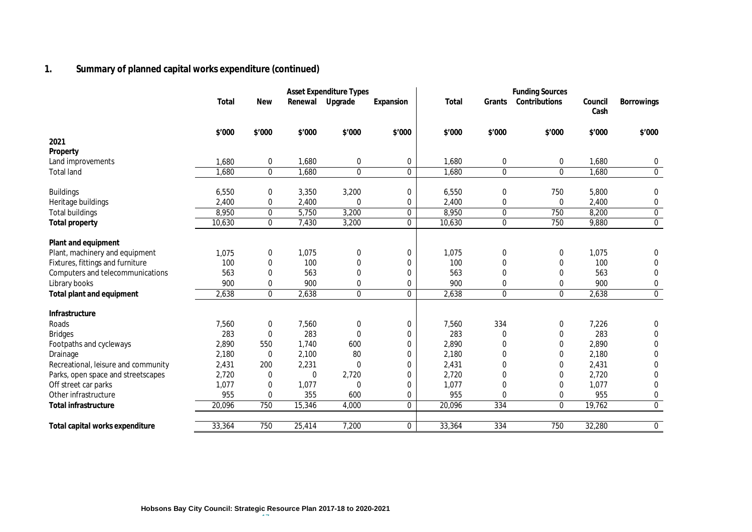## 1. Summary of planned capital works expenditure (continued)

| | Asset Expenditure Types | | | | | Funding Sources | | | | |
|---|---|---|---|---|---|---|---|---|---|---|
| | Total | New | Renewal | Upgrade | Expansion | Total | Grants | Contributions | Council Cash | Borrowings |
| | $'000 | $'000 | $'000 | $'000 | $'000 | $'000 | $'000 | $'000 | $'000 | $'000 |
| **2021** | | | | | | | | | | |
| **Property** | | | | | | | | | | |
| Land improvements | 1,680 | 0 | 1,680 | 0 | 0 | 1,680 | 0 | 0 | 1,680 | 0 |
| Total land | 1,680 | 0 | 1,680 | 0 | 0 | 1,680 | 0 | 0 | 1,680 | 0 |
| Buildings | 6,550 | 0 | 3,350 | 3,200 | 0 | 6,550 | 0 | 750 | 5,800 | 0 |
| Heritage buildings | 2,400 | 0 | 2,400 | 0 | 0 | 2,400 | 0 | 0 | 2,400 | 0 |
| Total buildings | 8,950 | 0 | 5,750 | 3,200 | 0 | 8,950 | 0 | 750 | 8,200 | 0 |
| **Total property** | 10,630 | 0 | 7,430 | 3,200 | 0 | 10,630 | 0 | 750 | 9,880 | 0 |
| **Plant and equipment** | | | | | | | | | | |
| Plant, machinery and equipment | 1,075 | 0 | 1,075 | 0 | 0 | 1,075 | 0 | 0 | 1,075 | 0 |
| Fixtures, fittings and furniture | 100 | 0 | 100 | 0 | 0 | 100 | 0 | 0 | 100 | 0 |
| Computers and telecommunications | 563 | 0 | 563 | 0 | 0 | 563 | 0 | 0 | 563 | 0 |
| Library books | 900 | 0 | 900 | 0 | 0 | 900 | 0 | 0 | 900 | 0 |
| **Total plant and equipment** | 2,638 | 0 | 2,638 | 0 | 0 | 2,638 | 0 | 0 | 2,638 | 0 |
| **Infrastructure** | | | | | | | | | | |
| Roads | 7,560 | 0 | 7,560 | 0 | 0 | 7,560 | 334 | 0 | 7,226 | 0 |
| Bridges | 283 | 0 | 283 | 0 | 0 | 283 | 0 | 0 | 283 | 0 |
| Footpaths and cycleways | 2,890 | 550 | 1,740 | 600 | 0 | 2,890 | 0 | 0 | 2,890 | 0 |
| Drainage | 2,180 | 0 | 2,100 | 80 | 0 | 2,180 | 0 | 0 | 2,180 | 0 |
| Recreational, leisure and community | 2,431 | 200 | 2,231 | 0 | 0 | 2,431 | 0 | 0 | 2,431 | 0 |
| Parks, open space and streetscapes | 2,720 | 0 | 0 | 2,720 | 0 | 2,720 | 0 | 0 | 2,720 | 0 |
| Off street car parks | 1,077 | 0 | 1,077 | 0 | 0 | 1,077 | 0 | 0 | 1,077 | 0 |
| Other infrastructure | 955 | 0 | 355 | 600 | 0 | 955 | 0 | 0 | 955 | 0 |
| **Total infrastructure** | 20,096 | 750 | 15,346 | 4,000 | 0 | 20,096 | 334 | 0 | 19,762 | 0 |
| **Total capital works expenditure** | 33,364 | 750 | 25,414 | 7,200 | 0 | 33,364 | 334 | 750 | 32,280 | 0 |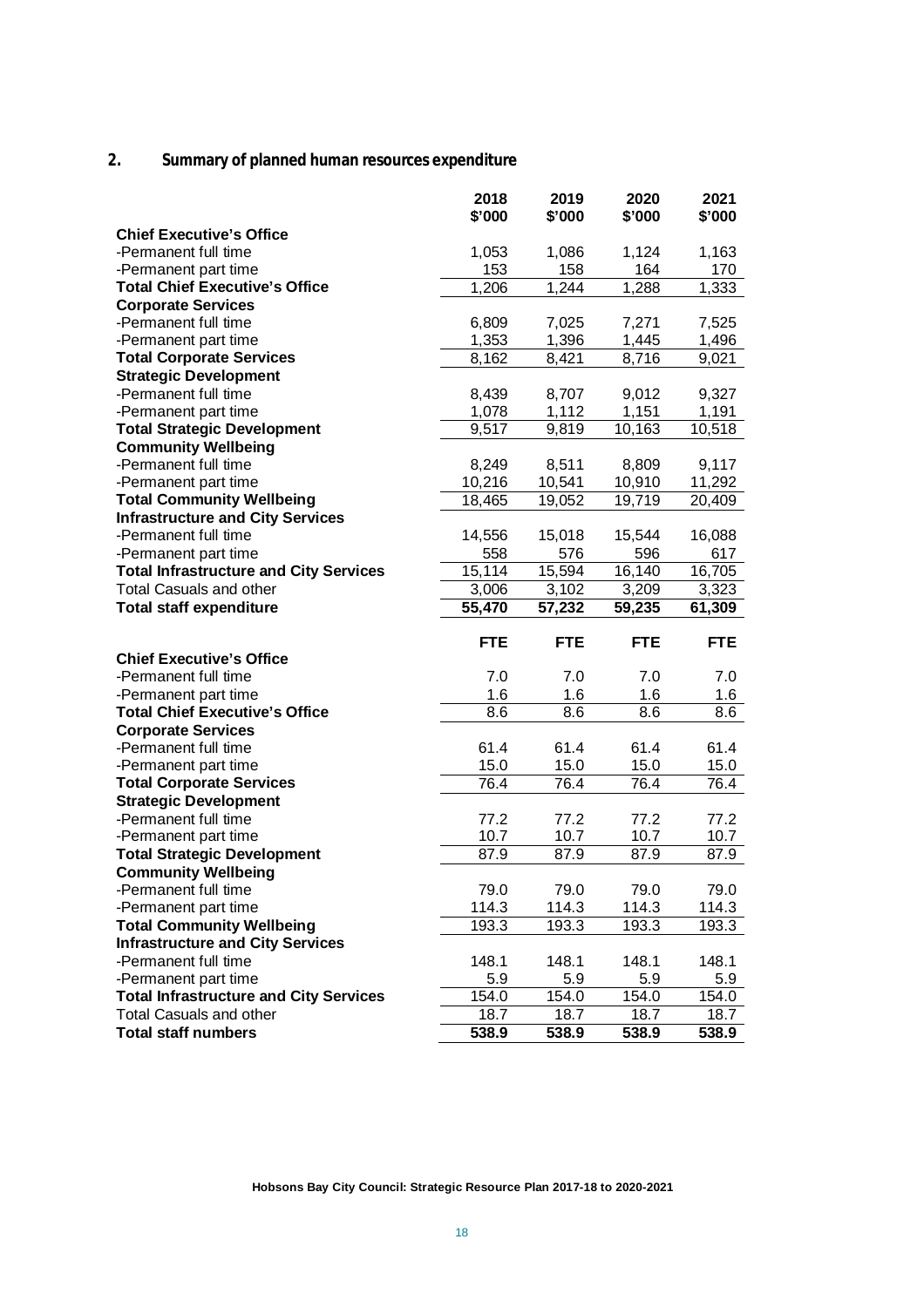## 2. Summary of planned human resources expenditure

| | 2018<br>$'000 | 2019<br>$'000 | 2020<br>$'000 | 2021<br>$'000 |
|---|---|---|---|---|
| **Chief Executive's Office** | | | | |
| -Permanent full time | 1,053 | 1,086 | 1,124 | 1,163 |
| -Permanent part time | 153 | 158 | 164 | 170 |
| **Total Chief Executive's Office** | 1,206 | 1,244 | 1,288 | 1,333 |
| **Corporate Services** | | | | |
| -Permanent full time | 6,809 | 7,025 | 7,271 | 7,525 |
| -Permanent part time | 1,353 | 1,396 | 1,445 | 1,496 |
| **Total Corporate Services** | 8,162 | 8,421 | 8,716 | 9,021 |
| **Strategic Development** | | | | |
| -Permanent full time | 8,439 | 8,707 | 9,012 | 9,327 |
| -Permanent part time | 1,078 | 1,112 | 1,151 | 1,191 |
| **Total Strategic Development** | 9,517 | 9,819 | 10,163 | 10,518 |
| **Community Wellbeing** | | | | |
| -Permanent full time | 8,249 | 8,511 | 8,809 | 9,117 |
| -Permanent part time | 10,216 | 10,541 | 10,910 | 11,292 |
| **Total Community Wellbeing** | 18,465 | 19,052 | 19,719 | 20,409 |
| **Infrastructure and City Services** | | | | |
| -Permanent full time | 14,556 | 15,018 | 15,544 | 16,088 |
| -Permanent part time | 558 | 576 | 596 | 617 |
| **Total Infrastructure and City Services** | 15,114 | 15,594 | 16,140 | 16,705 |
| Total Casuals and other | 3,006 | 3,102 | 3,209 | 3,323 |
| **Total staff expenditure** | **55,470** | **57,232** | **59,235** | **61,309** |

| | FTE | FTE | FTE | FTE |
|---|---|---|---|---|
| **Chief Executive's Office** | | | | |
| -Permanent full time | 7.0 | 7.0 | 7.0 | 7.0 |
| -Permanent part time | 1.6 | 1.6 | 1.6 | 1.6 |
| **Total Chief Executive's Office** | 8.6 | 8.6 | 8.6 | 8.6 |
| **Corporate Services** | | | | |
| -Permanent full time | 61.4 | 61.4 | 61.4 | 61.4 |
| -Permanent part time | 15.0 | 15.0 | 15.0 | 15.0 |
| **Total Corporate Services** | 76.4 | 76.4 | 76.4 | 76.4 |
| **Strategic Development** | | | | |
| -Permanent full time | 77.2 | 77.2 | 77.2 | 77.2 |
| -Permanent part time | 10.7 | 10.7 | 10.7 | 10.7 |
| **Total Strategic Development** | 87.9 | 87.9 | 87.9 | 87.9 |
| **Community Wellbeing** | | | | |
| -Permanent full time | 79.0 | 79.0 | 79.0 | 79.0 |
| -Permanent part time | 114.3 | 114.3 | 114.3 | 114.3 |
| **Total Community Wellbeing** | 193.3 | 193.3 | 193.3 | 193.3 |
| **Infrastructure and City Services** | | | | |
| -Permanent full time | 148.1 | 148.1 | 148.1 | 148.1 |
| -Permanent part time | 5.9 | 5.9 | 5.9 | 5.9 |
| **Total Infrastructure and City Services** | 154.0 | 154.0 | 154.0 | 154.0 |
| Total Casuals and other | 18.7 | 18.7 | 18.7 | 18.7 |
| **Total staff numbers** | **538.9** | **538.9** | **538.9** | **538.9** |